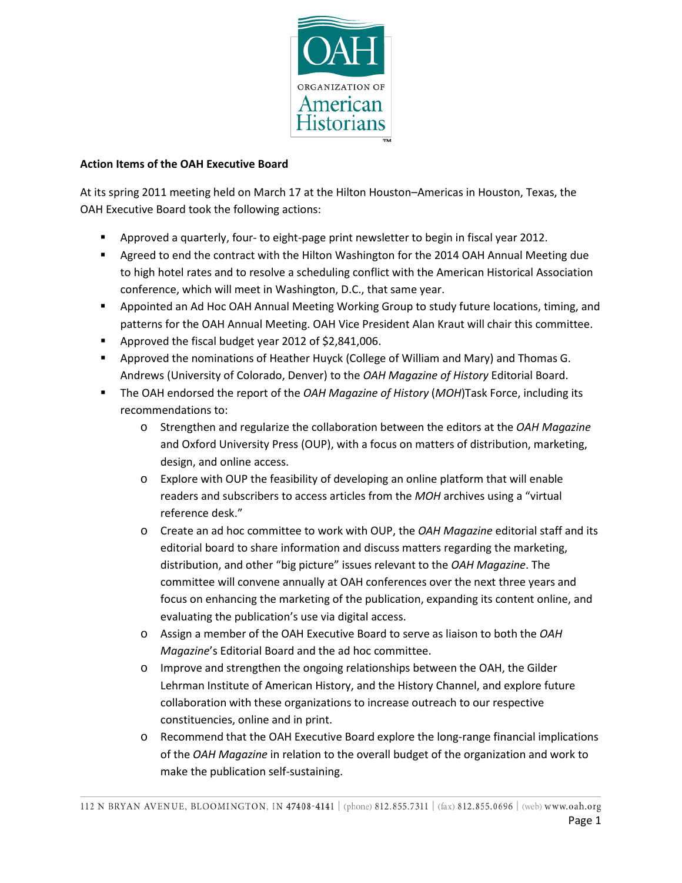**Action Items of the OAH Executive Board**

At its spring 2011 meeting held on March 17 at the Hilton Houston–Americas in Houston, Texas, the OAH Executive Board took the following actions:

- Approved a quarterly, four- to eight-page print newsletter to begin in fiscal year 2012.
- Agreed to end the contract with the Hilton Washington for the 2014 OAH Annual Meeting due to high hotel rates and to resolve a scheduling conflict with the American Historical Association conference, which will meet in Washington, D.C., that same year.
- Appointed an Ad Hoc OAH Annual Meeting Working Group to study future locations, timing, and patterns for the OAH Annual Meeting. OAH Vice President Alan Kraut will chair this committee.
- Approved the fiscal budget year 2012 of $2,841,006.
- Approved the nominations of Heather Huyck (College of William and Mary) and Thomas G. Andrews (University of Colorado, Denver) to the *OAH Magazine of History* Editorial Board.
- The OAH endorsed the report of the *OAH Magazine of History* (*MOH*)Task Force, including its recommendations to:
    - Strengthen and regularize the collaboration between the editors at the *OAH Magazine* and Oxford University Press (OUP), with a focus on matters of distribution, marketing, design, and online access.
    - Explore with OUP the feasibility of developing an online platform that will enable readers and subscribers to access articles from the *MOH* archives using a "virtual reference desk."
    - Create an ad hoc committee to work with OUP, the *OAH Magazine* editorial staff and its editorial board to share information and discuss matters regarding the marketing, distribution, and other "big picture" issues relevant to the *OAH Magazine*. The committee will convene annually at OAH conferences over the next three years and focus on enhancing the marketing of the publication, expanding its content online, and evaluating the publication's use via digital access.
    - Assign a member of the OAH Executive Board to serve as liaison to both the *OAH Magazine*'s Editorial Board and the ad hoc committee.
    - Improve and strengthen the ongoing relationships between the OAH, the Gilder Lehrman Institute of American History, and the History Channel, and explore future collaboration with these organizations to increase outreach to our respective constituencies, online and in print.
    - Recommend that the OAH Executive Board explore the long-range financial implications of the *OAH Magazine* in relation to the overall budget of the organization and work to make the publication self-sustaining.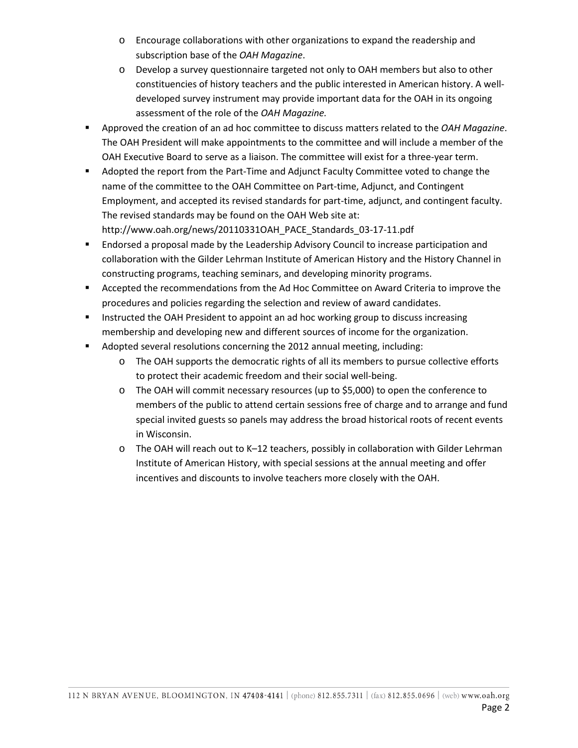- Encourage collaborations with other organizations to expand the readership and subscription base of the *OAH Magazine*.
  - Develop a survey questionnaire targeted not only to OAH members but also to other constituencies of history teachers and the public interested in American history. A well-developed survey instrument may provide important data for the OAH in its ongoing assessment of the role of the *OAH Magazine.*
- Approved the creation of an ad hoc committee to discuss matters related to the *OAH Magazine*. The OAH President will make appointments to the committee and will include a member of the OAH Executive Board to serve as a liaison. The committee will exist for a three-year term.
- Adopted the report from the Part-Time and Adjunct Faculty Committee voted to change the name of the committee to the OAH Committee on Part-time, Adjunct, and Contingent Employment, and accepted its revised standards for part-time, adjunct, and contingent faculty. The revised standards may be found on the OAH Web site at: http://www.oah.org/news/20110331OAH_PACE_Standards_03-17-11.pdf
- Endorsed a proposal made by the Leadership Advisory Council to increase participation and collaboration with the Gilder Lehrman Institute of American History and the History Channel in constructing programs, teaching seminars, and developing minority programs.
- Accepted the recommendations from the Ad Hoc Committee on Award Criteria to improve the procedures and policies regarding the selection and review of award candidates.
- Instructed the OAH President to appoint an ad hoc working group to discuss increasing membership and developing new and different sources of income for the organization.
- Adopted several resolutions concerning the 2012 annual meeting, including:
  - The OAH supports the democratic rights of all its members to pursue collective efforts to protect their academic freedom and their social well-being.
  - The OAH will commit necessary resources (up to $5,000) to open the conference to members of the public to attend certain sessions free of charge and to arrange and fund special invited guests so panels may address the broad historical roots of recent events in Wisconsin.
  - The OAH will reach out to K–12 teachers, possibly in collaboration with Gilder Lehrman Institute of American History, with special sessions at the annual meeting and offer incentives and discounts to involve teachers more closely with the OAH.